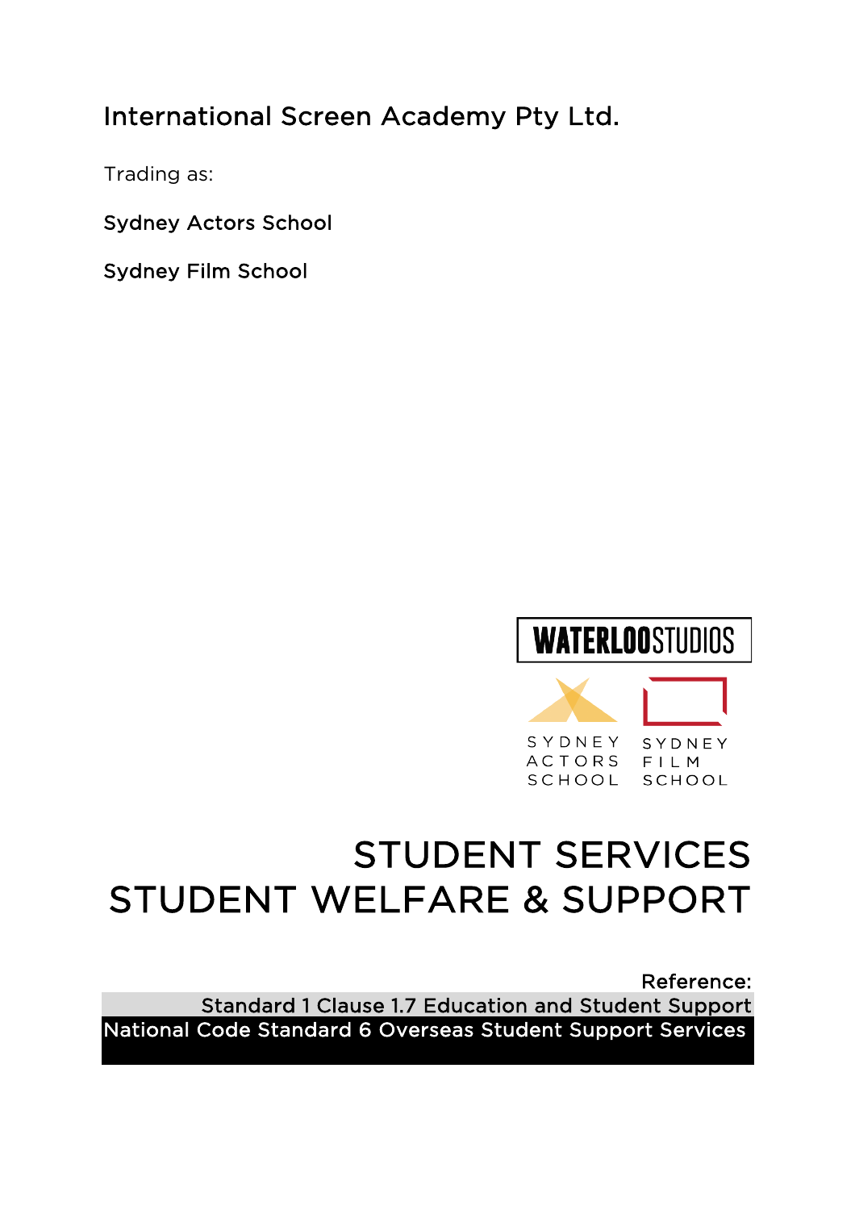International Screen Academy Pty Ltd.

Trading as:

Sydney Actors School

Sydney Film School

WATERLOO STUDIOS

SYDNEY ACTORS SCHOOL

SYDNEY FILM SCHOOL

# STUDENT SERVICES
# STUDENT WELFARE & SUPPORT

Reference:

Standard 1 Clause 1.7 Education and Student Support

National Code Standard 6 Overseas Student Support Services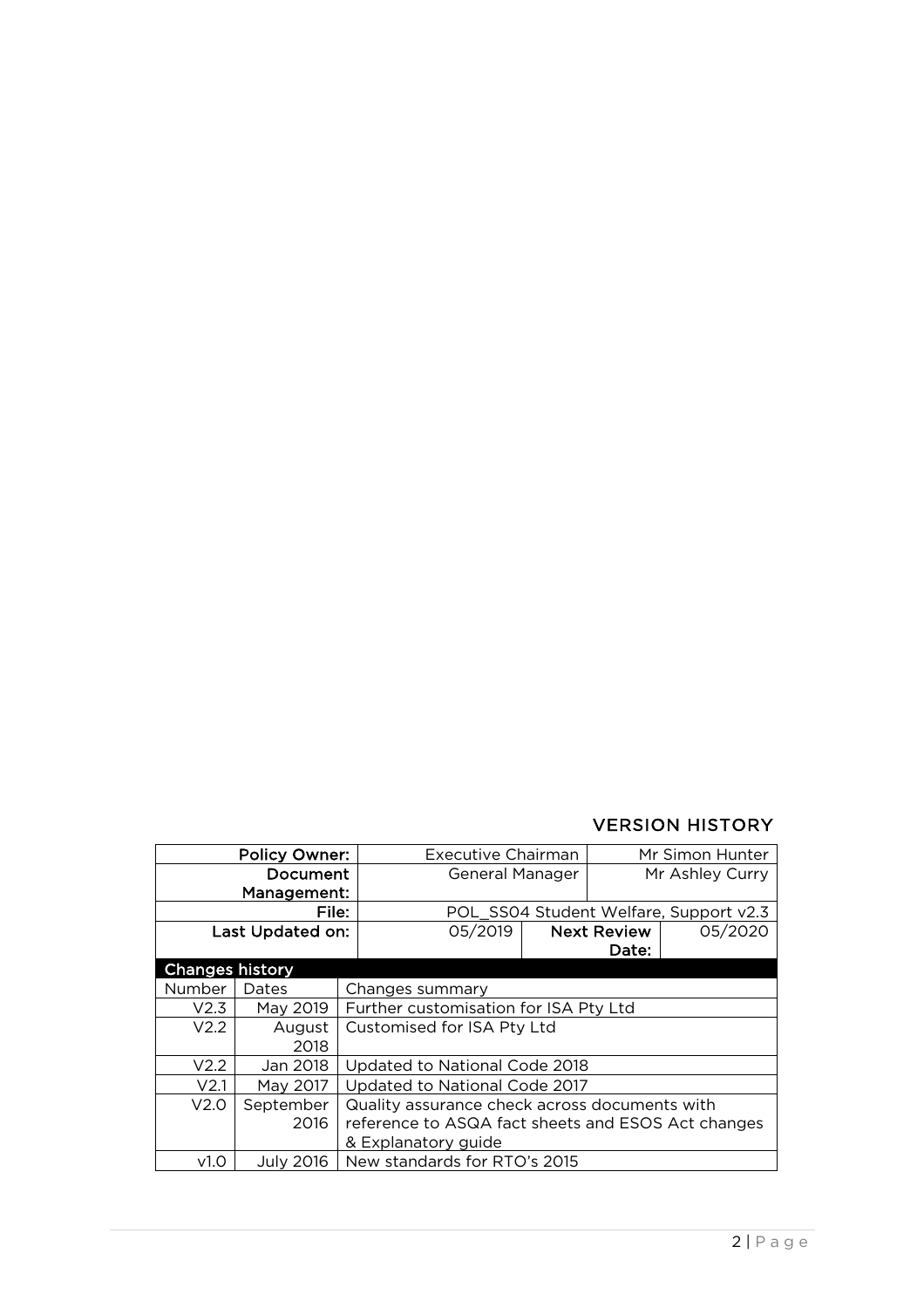## VERSION HISTORY

| Policy Owner: | Executive Chairman | Mr Simon Hunter | |
|---|---|---|---|
| Document Management: | General Manager | Mr Ashley Curry | |
| File: | POL_SS04 Student Welfare, Support v2.3 | | |
| Last Updated on: | 05/2019 | Next Review Date: | 05/2020 |

| Changes history | | |
|---|---|---|
| Number | Dates | Changes summary |
| V2.3 | May 2019 | Further customisation for ISA Pty Ltd |
| V2.2 | August 2018 | Customised for ISA Pty Ltd |
| V2.2 | Jan 2018 | Updated to National Code 2018 |
| V2.1 | May 2017 | Updated to National Code 2017 |
| V2.0 | September 2016 | Quality assurance check across documents with reference to ASQA fact sheets and ESOS Act changes & Explanatory guide |
| v1.0 | July 2016 | New standards for RTO's 2015 |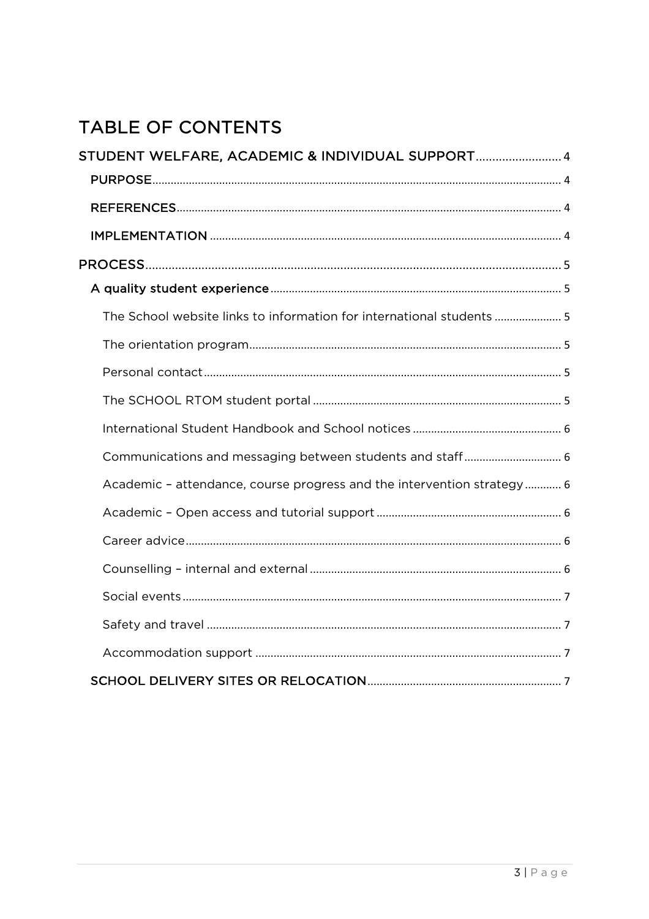# TABLE OF CONTENTS

STUDENT WELFARE, ACADEMIC & INDIVIDUAL SUPPORT .......................... 4

- PURPOSE ....................................................................................... 4
- REFERENCES ................................................................................. 4
- IMPLEMENTATION ........................................................................ 4

PROCESS ........................................................................................... 5

- A quality student experience ............................................................ 5
  - The School website links to information for international students ...................... 5
  - The orientation program ............................................................... 5
  - Personal contact ............................................................................ 5
  - The SCHOOL RTOM student portal ................................................ 5
  - International Student Handbook and School notices ........................... 6
  - Communications and messaging between students and staff ................ 6
  - Academic – attendance, course progress and the intervention strategy ............ 6
  - Academic – Open access and tutorial support ...................................... 6
  - Career advice ................................................................................ 6
  - Counselling – internal and external ................................................... 6
  - Social events ................................................................................. 7
  - Safety and travel ........................................................................... 7
  - Accommodation support ................................................................. 7
- SCHOOL DELIVERY SITES OR RELOCATION ........................................... 7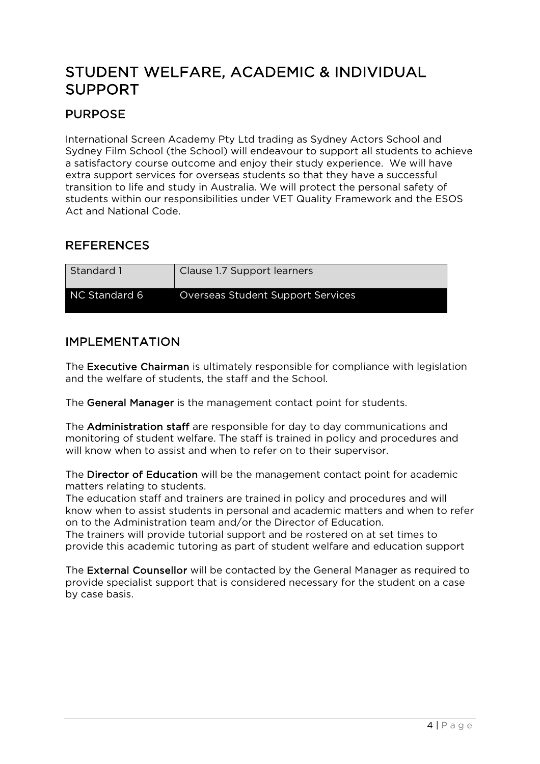# STUDENT WELFARE, ACADEMIC & INDIVIDUAL SUPPORT

## PURPOSE

International Screen Academy Pty Ltd trading as Sydney Actors School and Sydney Film School (the School) will endeavour to support all students to achieve a satisfactory course outcome and enjoy their study experience. We will have extra support services for overseas students so that they have a successful transition to life and study in Australia. We will protect the personal safety of students within our responsibilities under VET Quality Framework and the ESOS Act and National Code.

## REFERENCES

| Standard 1 | Clause 1.7 Support learners |
|---|---|
| NC Standard 6 | Overseas Student Support Services |

## IMPLEMENTATION

The **Executive Chairman** is ultimately responsible for compliance with legislation and the welfare of students, the staff and the School.

The **General Manager** is the management contact point for students.

The **Administration staff** are responsible for day to day communications and monitoring of student welfare. The staff is trained in policy and procedures and will know when to assist and when to refer on to their supervisor.

The **Director of Education** will be the management contact point for academic matters relating to students.
The education staff and trainers are trained in policy and procedures and will know when to assist students in personal and academic matters and when to refer on to the Administration team and/or the Director of Education.
The trainers will provide tutorial support and be rostered on at set times to provide this academic tutoring as part of student welfare and education support

The **External Counsellor** will be contacted by the General Manager as required to provide specialist support that is considered necessary for the student on a case by case basis.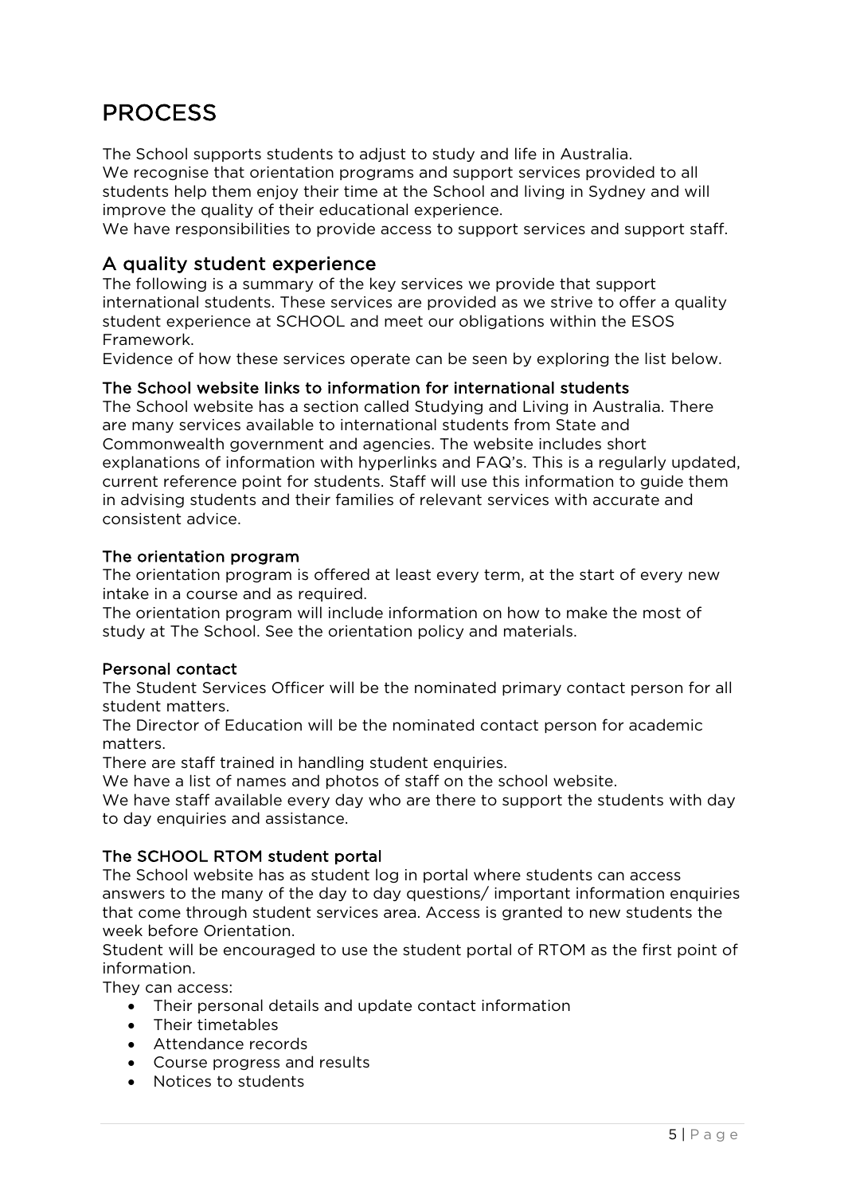# PROCESS

The School supports students to adjust to study and life in Australia.
We recognise that orientation programs and support services provided to all students help them enjoy their time at the School and living in Sydney and will improve the quality of their educational experience.
We have responsibilities to provide access to support services and support staff.

## A quality student experience

The following is a summary of the key services we provide that support international students. These services are provided as we strive to offer a quality student experience at SCHOOL and meet our obligations within the ESOS Framework.
Evidence of how these services operate can be seen by exploring the list below.

### The School website links to information for international students

The School website has a section called Studying and Living in Australia. There are many services available to international students from State and Commonwealth government and agencies. The website includes short explanations of information with hyperlinks and FAQ's. This is a regularly updated, current reference point for students. Staff will use this information to guide them in advising students and their families of relevant services with accurate and consistent advice.

### The orientation program

The orientation program is offered at least every term, at the start of every new intake in a course and as required.
The orientation program will include information on how to make the most of study at The School. See the orientation policy and materials.

### Personal contact

The Student Services Officer will be the nominated primary contact person for all student matters.
The Director of Education will be the nominated contact person for academic matters.
There are staff trained in handling student enquiries.
We have a list of names and photos of staff on the school website.
We have staff available every day who are there to support the students with day to day enquiries and assistance.

### The SCHOOL RTOM student portal

The School website has as student log in portal where students can access answers to the many of the day to day questions/ important information enquiries that come through student services area. Access is granted to new students the week before Orientation.
Student will be encouraged to use the student portal of RTOM as the first point of information.
They can access:

- Their personal details and update contact information
- Their timetables
- Attendance records
- Course progress and results
- Notices to students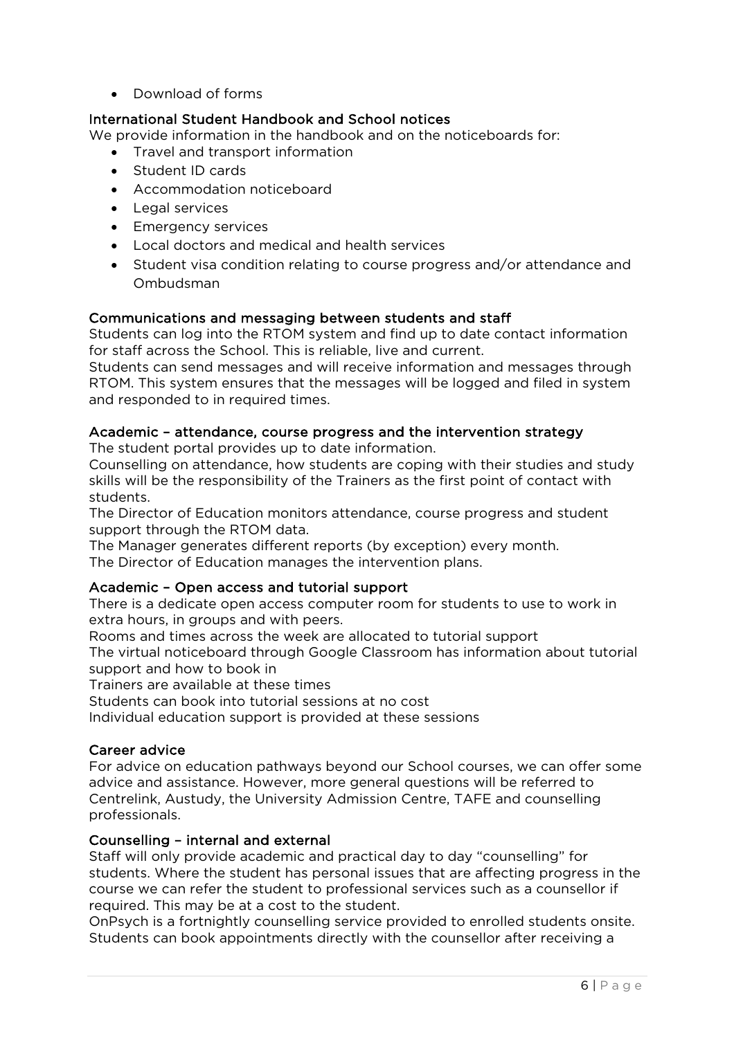- Download of forms

### International Student Handbook and School notices

We provide information in the handbook and on the noticeboards for:

- Travel and transport information
- Student ID cards
- Accommodation noticeboard
- Legal services
- Emergency services
- Local doctors and medical and health services
- Student visa condition relating to course progress and/or attendance and Ombudsman

### Communications and messaging between students and staff

Students can log into the RTOM system and find up to date contact information for staff across the School. This is reliable, live and current.

Students can send messages and will receive information and messages through RTOM. This system ensures that the messages will be logged and filed in system and responded to in required times.

### Academic – attendance, course progress and the intervention strategy

The student portal provides up to date information.

Counselling on attendance, how students are coping with their studies and study skills will be the responsibility of the Trainers as the first point of contact with students.

The Director of Education monitors attendance, course progress and student support through the RTOM data.

The Manager generates different reports (by exception) every month.

The Director of Education manages the intervention plans.

### Academic – Open access and tutorial support

There is a dedicate open access computer room for students to use to work in extra hours, in groups and with peers.

Rooms and times across the week are allocated to tutorial support

The virtual noticeboard through Google Classroom has information about tutorial support and how to book in

Trainers are available at these times

Students can book into tutorial sessions at no cost

Individual education support is provided at these sessions

### Career advice

For advice on education pathways beyond our School courses, we can offer some advice and assistance. However, more general questions will be referred to Centrelink, Austudy, the University Admission Centre, TAFE and counselling professionals.

### Counselling – internal and external

Staff will only provide academic and practical day to day "counselling" for students. Where the student has personal issues that are affecting progress in the course we can refer the student to professional services such as a counsellor if required. This may be at a cost to the student.

OnPsych is a fortnightly counselling service provided to enrolled students onsite. Students can book appointments directly with the counsellor after receiving a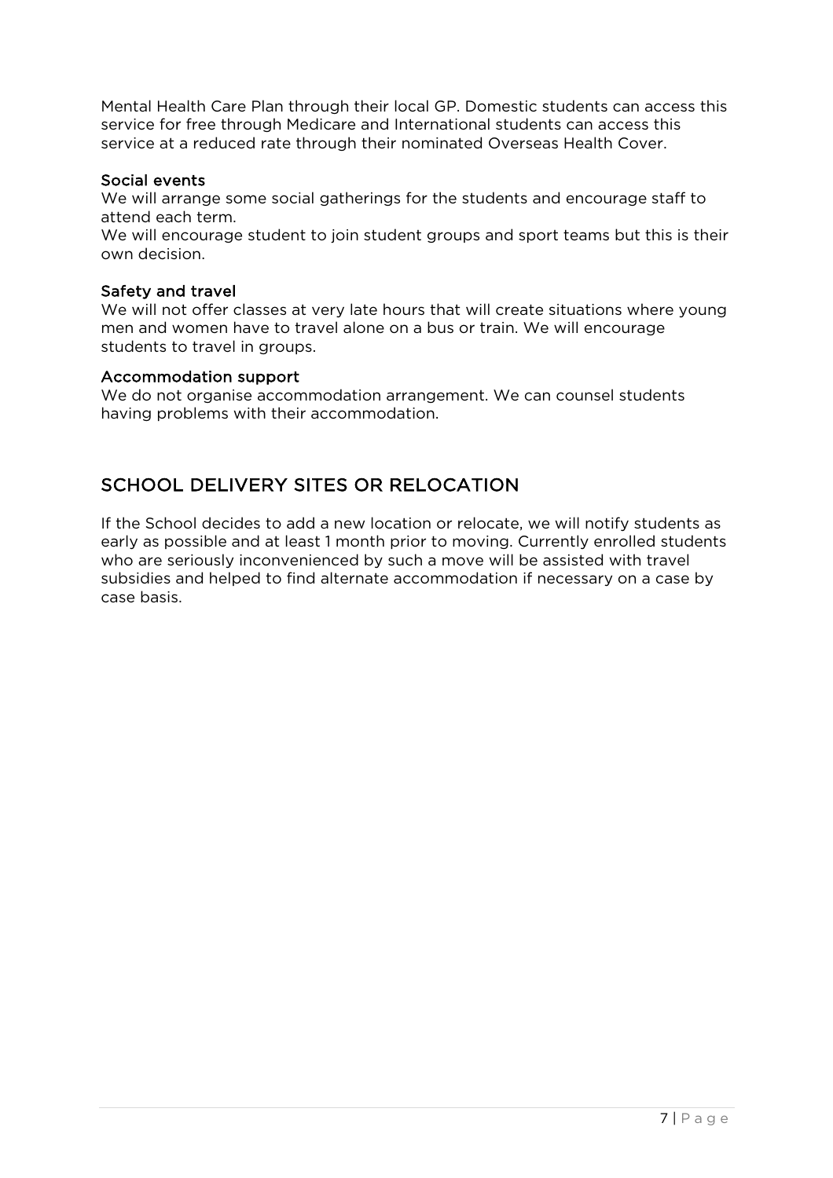Mental Health Care Plan through their local GP. Domestic students can access this service for free through Medicare and International students can access this service at a reduced rate through their nominated Overseas Health Cover.

### Social events

We will arrange some social gatherings for the students and encourage staff to attend each term.

We will encourage student to join student groups and sport teams but this is their own decision.

### Safety and travel

We will not offer classes at very late hours that will create situations where young men and women have to travel alone on a bus or train. We will encourage students to travel in groups.

### Accommodation support

We do not organise accommodation arrangement. We can counsel students having problems with their accommodation.

## SCHOOL DELIVERY SITES OR RELOCATION

If the School decides to add a new location or relocate, we will notify students as early as possible and at least 1 month prior to moving. Currently enrolled students who are seriously inconvenienced by such a move will be assisted with travel subsidies and helped to find alternate accommodation if necessary on a case by case basis.